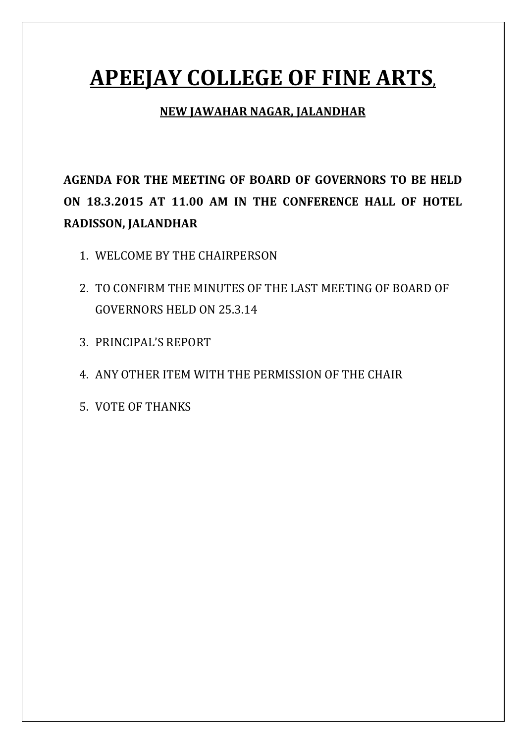# APEEJAY COLLEGE OF FINE ARTS,

## NEW JAWAHAR NAGAR, JALANDHAR

**AGENDA FOR THE MEETING OF BOARD OF GOVERNORS TO BE HELD ON 18.3.2015 AT 11.00 AM IN THE CONFERENCE HALL OF HOTEL RADISSON, JALANDHAR**

1. WELCOME BY THE CHAIRPERSON
2. TO CONFIRM THE MINUTES OF THE LAST MEETING OF BOARD OF GOVERNORS HELD ON 25.3.14
3. PRINCIPAL'S REPORT
4. ANY OTHER ITEM WITH THE PERMISSION OF THE CHAIR
5. VOTE OF THANKS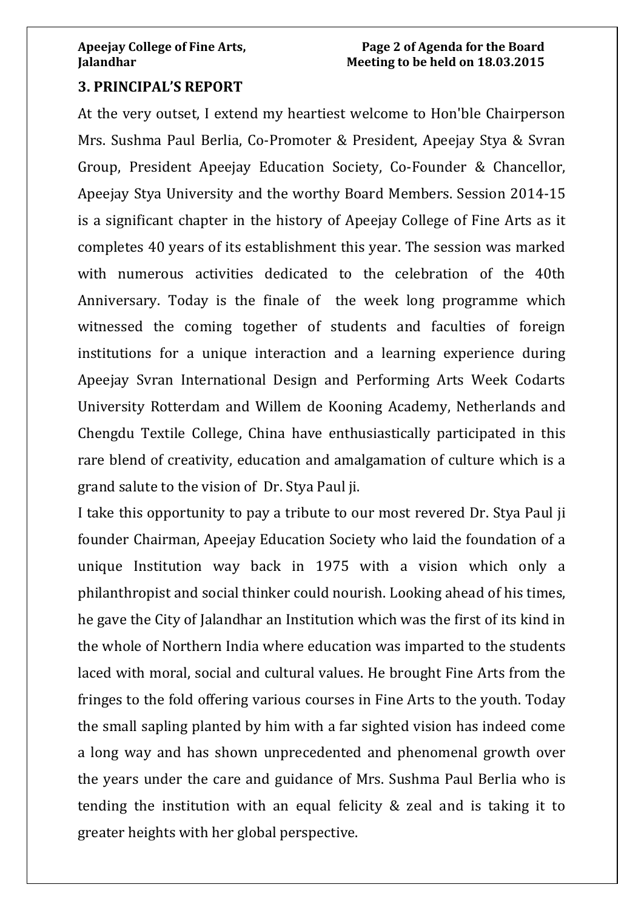## 3. PRINCIPAL'S REPORT

At the very outset, I extend my heartiest welcome to Hon'ble Chairperson Mrs. Sushma Paul Berlia, Co-Promoter & President, Apeejay Stya & Svran Group, President Apeejay Education Society, Co-Founder & Chancellor, Apeejay Stya University and the worthy Board Members. Session 2014-15 is a significant chapter in the history of Apeejay College of Fine Arts as it completes 40 years of its establishment this year. The session was marked with numerous activities dedicated to the celebration of the 40th Anniversary. Today is the finale of the week long programme which witnessed the coming together of students and faculties of foreign institutions for a unique interaction and a learning experience during Apeejay Svran International Design and Performing Arts Week Codarts University Rotterdam and Willem de Kooning Academy, Netherlands and Chengdu Textile College, China have enthusiastically participated in this rare blend of creativity, education and amalgamation of culture which is a grand salute to the vision of Dr. Stya Paul ji.

I take this opportunity to pay a tribute to our most revered Dr. Stya Paul ji founder Chairman, Apeejay Education Society who laid the foundation of a unique Institution way back in 1975 with a vision which only a philanthropist and social thinker could nourish. Looking ahead of his times, he gave the City of Jalandhar an Institution which was the first of its kind in the whole of Northern India where education was imparted to the students laced with moral, social and cultural values. He brought Fine Arts from the fringes to the fold offering various courses in Fine Arts to the youth. Today the small sapling planted by him with a far sighted vision has indeed come a long way and has shown unprecedented and phenomenal growth over the years under the care and guidance of Mrs. Sushma Paul Berlia who is tending the institution with an equal felicity & zeal and is taking it to greater heights with her global perspective.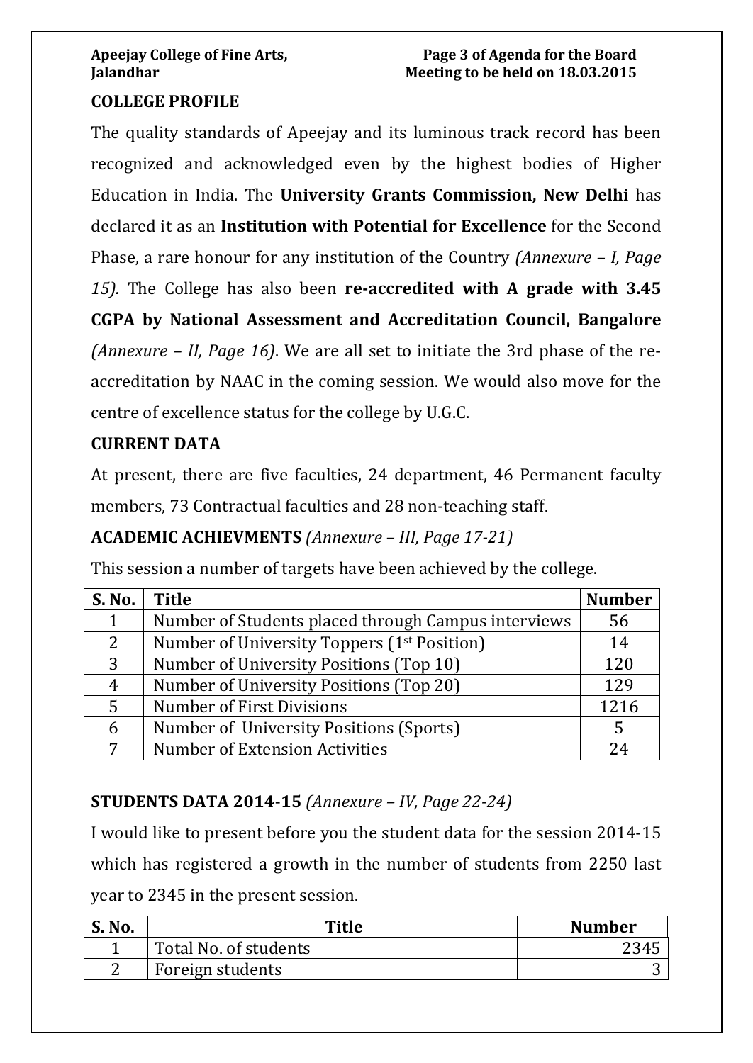## COLLEGE PROFILE

The quality standards of Apeejay and its luminous track record has been recognized and acknowledged even by the highest bodies of Higher Education in India. The **University Grants Commission, New Delhi** has declared it as an **Institution with Potential for Excellence** for the Second Phase, a rare honour for any institution of the Country *(Annexure – I, Page 15).* The College has also been **re-accredited with A grade with 3.45 CGPA by National Assessment and Accreditation Council, Bangalore** *(Annexure – II, Page 16)*. We are all set to initiate the 3rd phase of the re-accreditation by NAAC in the coming session. We would also move for the centre of excellence status for the college by U.G.C.

## CURRENT DATA

At present, there are five faculties, 24 department, 46 Permanent faculty members, 73 Contractual faculties and 28 non-teaching staff.

## ACADEMIC ACHIEVMENTS *(Annexure – III, Page 17-21)*

This session a number of targets have been achieved by the college.

| S. No. | Title | Number |
|---|---|---|
| 1 | Number of Students placed through Campus interviews | 56 |
| 2 | Number of University Toppers (1st Position) | 14 |
| 3 | Number of University Positions (Top 10) | 120 |
| 4 | Number of University Positions (Top 20) | 129 |
| 5 | Number of First Divisions | 1216 |
| 6 | Number of University Positions (Sports) | 5 |
| 7 | Number of Extension Activities | 24 |

## STUDENTS DATA 2014-15 *(Annexure – IV, Page 22-24)*

I would like to present before you the student data for the session 2014-15 which has registered a growth in the number of students from 2250 last year to 2345 in the present session.

| S. No. | Title | Number |
|---|---|---|
| 1 | Total No. of students | 2345 |
| 2 | Foreign students | 3 |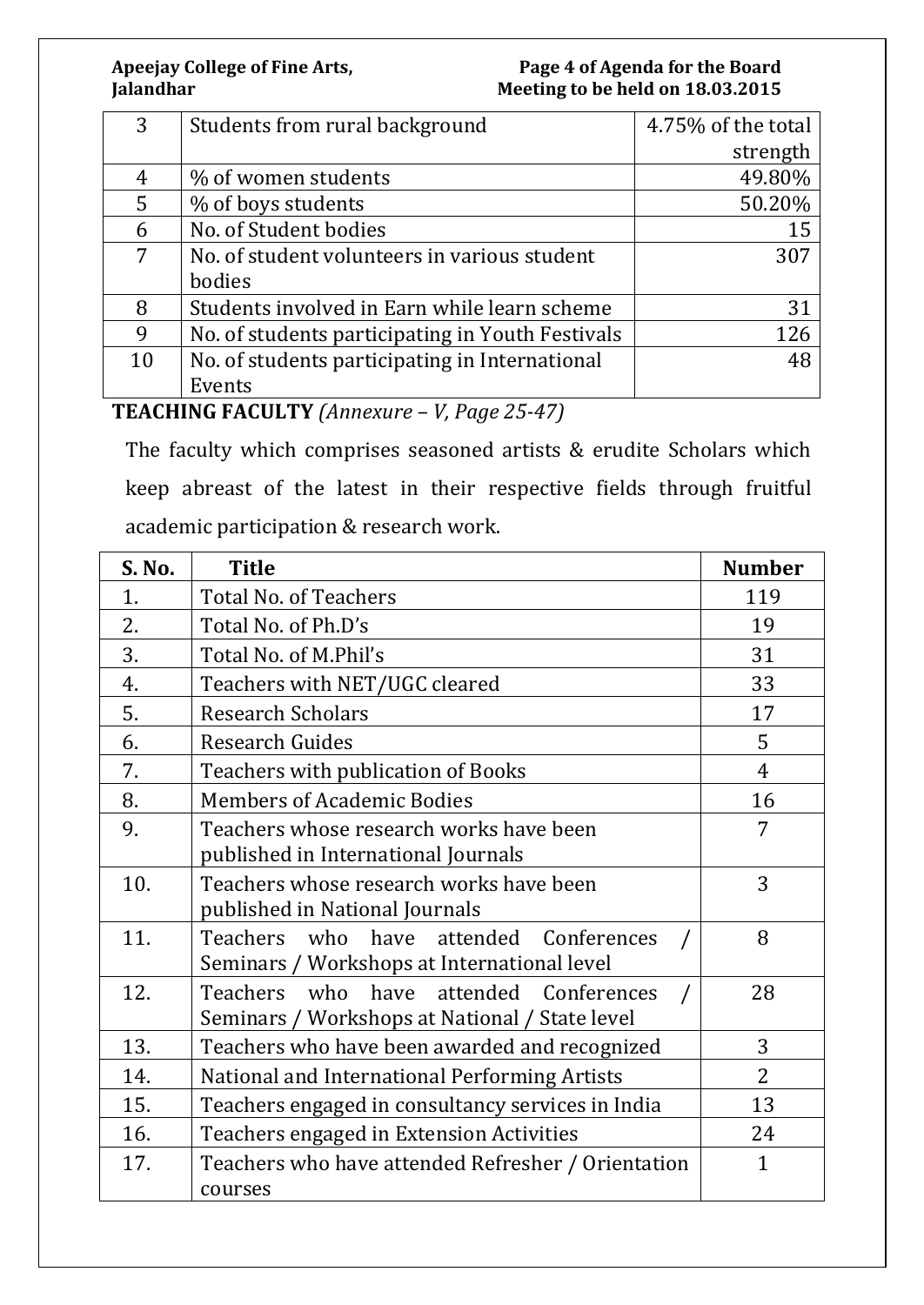| | | |
|---|---|---|
| 3 | Students from rural background | 4.75% of the total strength |
| 4 | % of women students | 49.80% |
| 5 | % of boys students | 50.20% |
| 6 | No. of Student bodies | 15 |
| 7 | No. of student volunteers in various student bodies | 307 |
| 8 | Students involved in Earn while learn scheme | 31 |
| 9 | No. of students participating in Youth Festivals | 126 |
| 10 | No. of students participating in International Events | 48 |

**TEACHING FACULTY** *(Annexure – V, Page 25-47)*

The faculty which comprises seasoned artists & erudite Scholars which keep abreast of the latest in their respective fields through fruitful academic participation & research work.

| S. No. | Title | Number |
|---|---|---|
| 1. | Total No. of Teachers | 119 |
| 2. | Total No. of Ph.D's | 19 |
| 3. | Total No. of M.Phil's | 31 |
| 4. | Teachers with NET/UGC cleared | 33 |
| 5. | Research Scholars | 17 |
| 6. | Research Guides | 5 |
| 7. | Teachers with publication of Books | 4 |
| 8. | Members of Academic Bodies | 16 |
| 9. | Teachers whose research works have been published in International Journals | 7 |
| 10. | Teachers whose research works have been published in National Journals | 3 |
| 11. | Teachers who have attended Conferences / Seminars / Workshops at International level | 8 |
| 12. | Teachers who have attended Conferences / Seminars / Workshops at National / State level | 28 |
| 13. | Teachers who have been awarded and recognized | 3 |
| 14. | National and International Performing Artists | 2 |
| 15. | Teachers engaged in consultancy services in India | 13 |
| 16. | Teachers engaged in Extension Activities | 24 |
| 17. | Teachers who have attended Refresher / Orientation courses | 1 |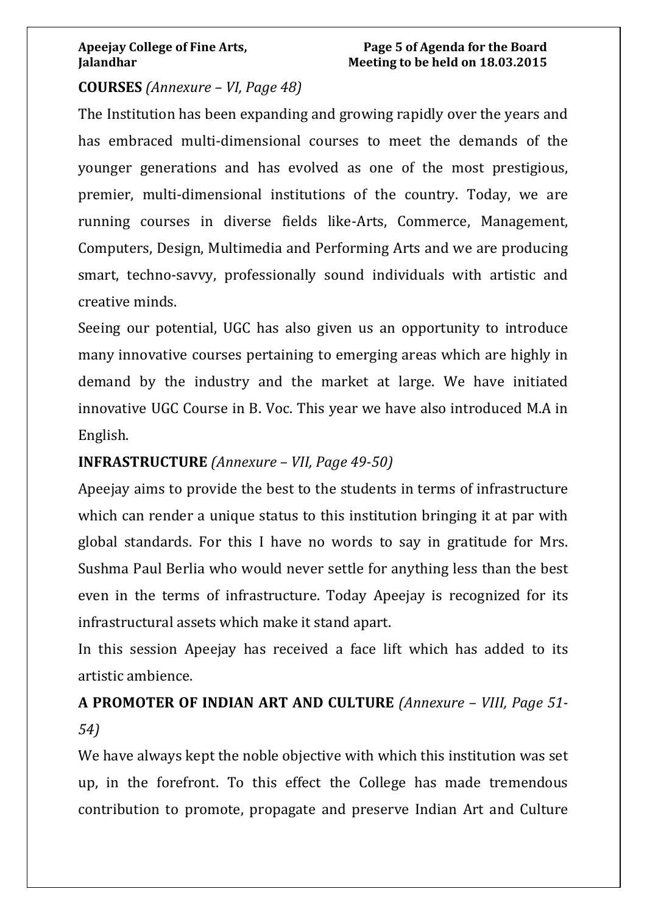**COURSES** *(Annexure – VI, Page 48)*

The Institution has been expanding and growing rapidly over the years and has embraced multi-dimensional courses to meet the demands of the younger generations and has evolved as one of the most prestigious, premier, multi-dimensional institutions of the country. Today, we are running courses in diverse fields like-Arts, Commerce, Management, Computers, Design, Multimedia and Performing Arts and we are producing smart, techno-savvy, professionally sound individuals with artistic and creative minds.

Seeing our potential, UGC has also given us an opportunity to introduce many innovative courses pertaining to emerging areas which are highly in demand by the industry and the market at large. We have initiated innovative UGC Course in B. Voc. This year we have also introduced M.A in English.

**INFRASTRUCTURE** *(Annexure – VII, Page 49-50)*

Apeejay aims to provide the best to the students in terms of infrastructure which can render a unique status to this institution bringing it at par with global standards. For this I have no words to say in gratitude for Mrs. Sushma Paul Berlia who would never settle for anything less than the best even in the terms of infrastructure. Today Apeejay is recognized for its infrastructural assets which make it stand apart.

In this session Apeejay has received a face lift which has added to its artistic ambience.

**A PROMOTER OF INDIAN ART AND CULTURE** *(Annexure – VIII, Page 51-54)*

We have always kept the noble objective with which this institution was set up, in the forefront. To this effect the College has made tremendous contribution to promote, propagate and preserve Indian Art and Culture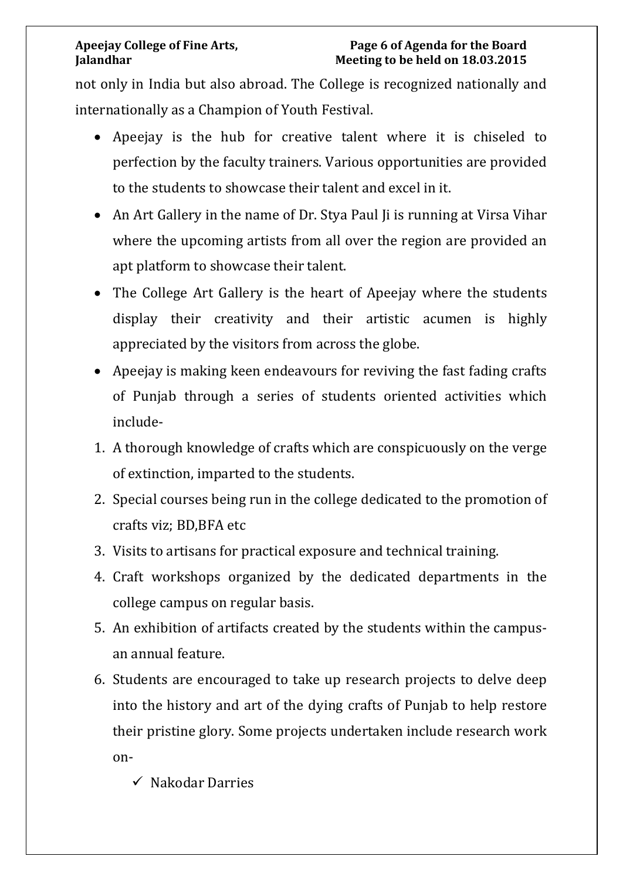not only in India but also abroad. The College is recognized nationally and internationally as a Champion of Youth Festival.

- Apeejay is the hub for creative talent where it is chiseled to perfection by the faculty trainers. Various opportunities are provided to the students to showcase their talent and excel in it.
- An Art Gallery in the name of Dr. Stya Paul Ji is running at Virsa Vihar where the upcoming artists from all over the region are provided an apt platform to showcase their talent.
- The College Art Gallery is the heart of Apeejay where the students display their creativity and their artistic acumen is highly appreciated by the visitors from across the globe.
- Apeejay is making keen endeavours for reviving the fast fading crafts of Punjab through a series of students oriented activities which include-

1. A thorough knowledge of crafts which are conspicuously on the verge of extinction, imparted to the students.
2. Special courses being run in the college dedicated to the promotion of crafts viz; BD,BFA etc
3. Visits to artisans for practical exposure and technical training.
4. Craft workshops organized by the dedicated departments in the college campus on regular basis.
5. An exhibition of artifacts created by the students within the campus- an annual feature.
6. Students are encouraged to take up research projects to delve deep into the history and art of the dying crafts of Punjab to help restore their pristine glory. Some projects undertaken include research work on-
   - ✓ Nakodar Darries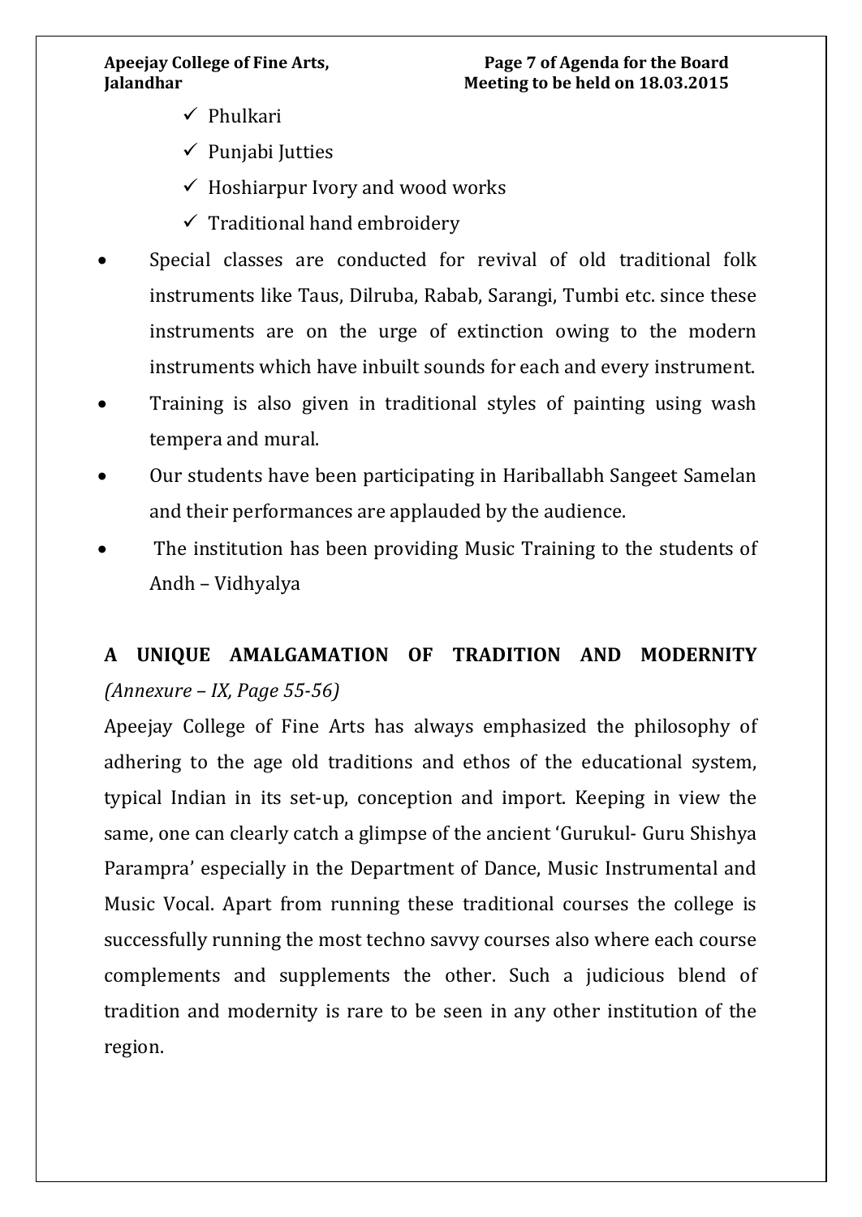- ✓ Phulkari
- ✓ Punjabi Jutties
- ✓ Hoshiarpur Ivory and wood works
- ✓ Traditional hand embroidery

- Special classes are conducted for revival of old traditional folk instruments like Taus, Dilruba, Rabab, Sarangi, Tumbi etc. since these instruments are on the urge of extinction owing to the modern instruments which have inbuilt sounds for each and every instrument.
- Training is also given in traditional styles of painting using wash tempera and mural.
- Our students have been participating in Hariballabh Sangeet Samelan and their performances are applauded by the audience.
- The institution has been providing Music Training to the students of Andh – Vidhyalya

**A UNIQUE AMALGAMATION OF TRADITION AND MODERNITY** *(Annexure – IX, Page 55-56)*

Apeejay College of Fine Arts has always emphasized the philosophy of adhering to the age old traditions and ethos of the educational system, typical Indian in its set-up, conception and import. Keeping in view the same, one can clearly catch a glimpse of the ancient 'Gurukul- Guru Shishya Parampra' especially in the Department of Dance, Music Instrumental and Music Vocal. Apart from running these traditional courses the college is successfully running the most techno savvy courses also where each course complements and supplements the other. Such a judicious blend of tradition and modernity is rare to be seen in any other institution of the region.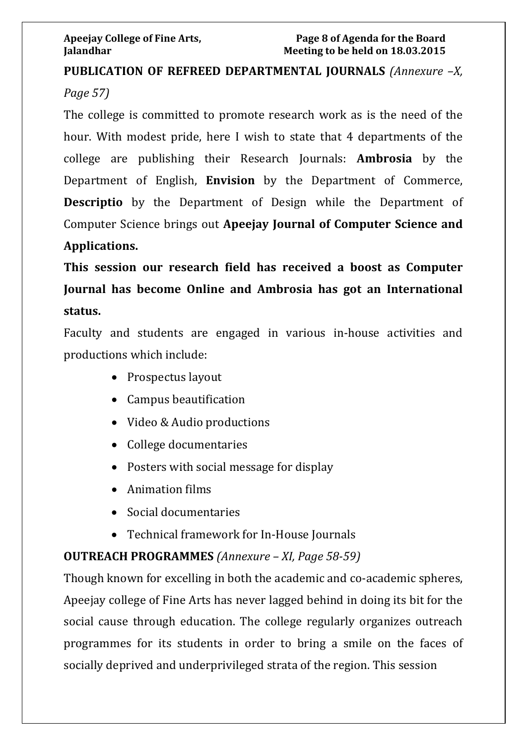**PUBLICATION OF REFREED DEPARTMENTAL JOURNALS** *(Annexure –X, Page 57)*

The college is committed to promote research work as is the need of the hour. With modest pride, here I wish to state that 4 departments of the college are publishing their Research Journals: **Ambrosia** by the Department of English, **Envision** by the Department of Commerce, **Descriptio** by the Department of Design while the Department of Computer Science brings out **Apeejay Journal of Computer Science and Applications.**

**This session our research field has received a boost as Computer Journal has become Online and Ambrosia has got an International status.**

Faculty and students are engaged in various in-house activities and productions which include:

- Prospectus layout
- Campus beautification
- Video & Audio productions
- College documentaries
- Posters with social message for display
- Animation films
- Social documentaries
- Technical framework for In-House Journals

**OUTREACH PROGRAMMES** *(Annexure – XI, Page 58-59)*

Though known for excelling in both the academic and co-academic spheres, Apeejay college of Fine Arts has never lagged behind in doing its bit for the social cause through education. The college regularly organizes outreach programmes for its students in order to bring a smile on the faces of socially deprived and underprivileged strata of the region. This session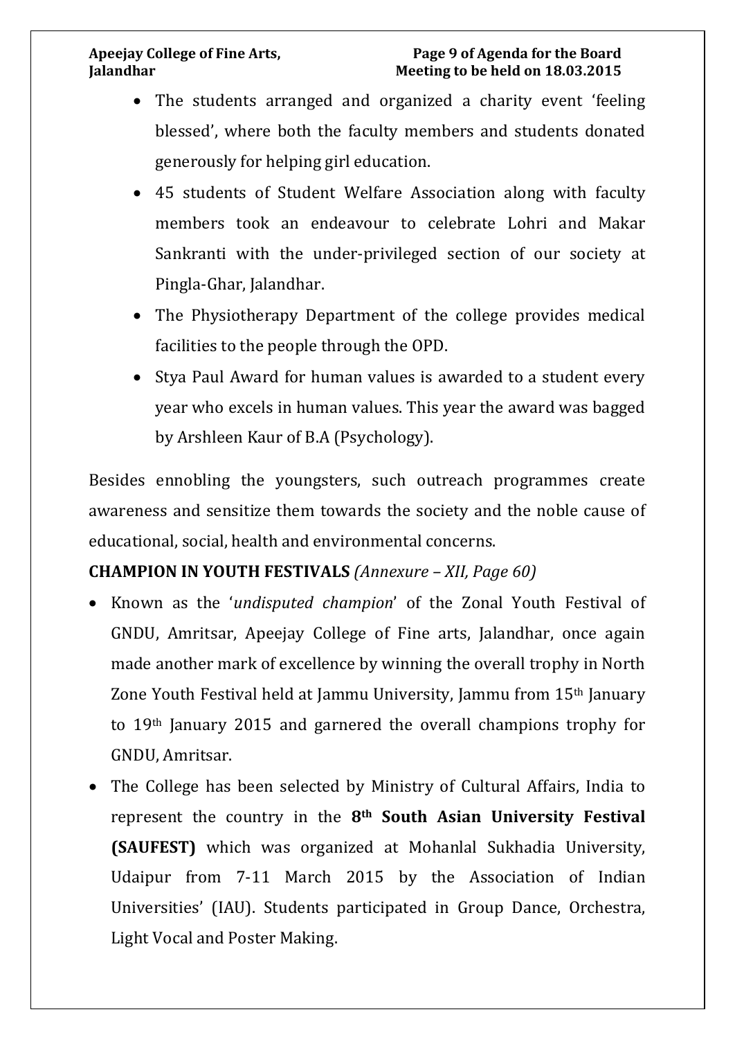- The students arranged and organized a charity event 'feeling blessed', where both the faculty members and students donated generously for helping girl education.
- 45 students of Student Welfare Association along with faculty members took an endeavour to celebrate Lohri and Makar Sankranti with the under-privileged section of our society at Pingla-Ghar, Jalandhar.
- The Physiotherapy Department of the college provides medical facilities to the people through the OPD.
- Stya Paul Award for human values is awarded to a student every year who excels in human values. This year the award was bagged by Arshleen Kaur of B.A (Psychology).

Besides ennobling the youngsters, such outreach programmes create awareness and sensitize them towards the society and the noble cause of educational, social, health and environmental concerns.

**CHAMPION IN YOUTH FESTIVALS** *(Annexure – XII, Page 60)*

- Known as the '*undisputed champion*' of the Zonal Youth Festival of GNDU, Amritsar, Apeejay College of Fine arts, Jalandhar, once again made another mark of excellence by winning the overall trophy in North Zone Youth Festival held at Jammu University, Jammu from 15th January to 19th January 2015 and garnered the overall champions trophy for GNDU, Amritsar.
- The College has been selected by Ministry of Cultural Affairs, India to represent the country in the **8th South Asian University Festival (SAUFEST)** which was organized at Mohanlal Sukhadia University, Udaipur from 7-11 March 2015 by the Association of Indian Universities' (IAU). Students participated in Group Dance, Orchestra, Light Vocal and Poster Making.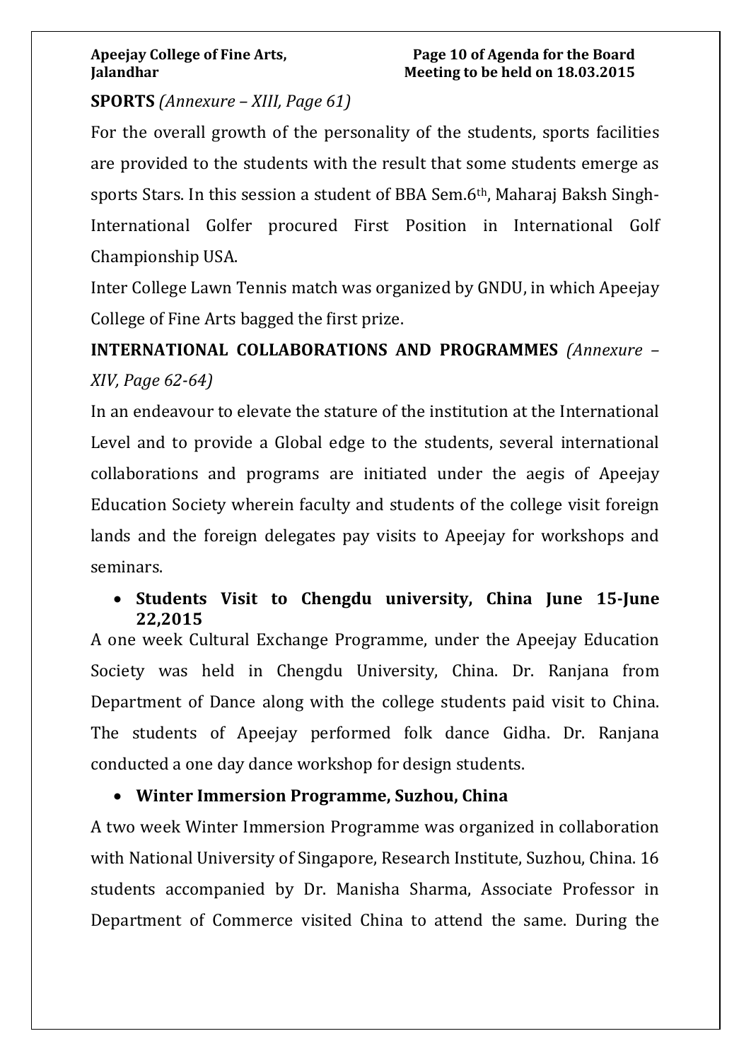**SPORTS** *(Annexure – XIII, Page 61)*

For the overall growth of the personality of the students, sports facilities are provided to the students with the result that some students emerge as sports Stars. In this session a student of BBA Sem.6th, Maharaj Baksh Singh-International Golfer procured First Position in International Golf Championship USA.

Inter College Lawn Tennis match was organized by GNDU, in which Apeejay College of Fine Arts bagged the first prize.

**INTERNATIONAL COLLABORATIONS AND PROGRAMMES** *(Annexure – XIV, Page 62-64)*

In an endeavour to elevate the stature of the institution at the International Level and to provide a Global edge to the students, several international collaborations and programs are initiated under the aegis of Apeejay Education Society wherein faculty and students of the college visit foreign lands and the foreign delegates pay visits to Apeejay for workshops and seminars.

- **Students Visit to Chengdu university, China June 15-June 22,2015**

A one week Cultural Exchange Programme, under the Apeejay Education Society was held in Chengdu University, China. Dr. Ranjana from Department of Dance along with the college students paid visit to China. The students of Apeejay performed folk dance Gidha. Dr. Ranjana conducted a one day dance workshop for design students.

- **Winter Immersion Programme, Suzhou, China**

A two week Winter Immersion Programme was organized in collaboration with National University of Singapore, Research Institute, Suzhou, China. 16 students accompanied by Dr. Manisha Sharma, Associate Professor in Department of Commerce visited China to attend the same. During the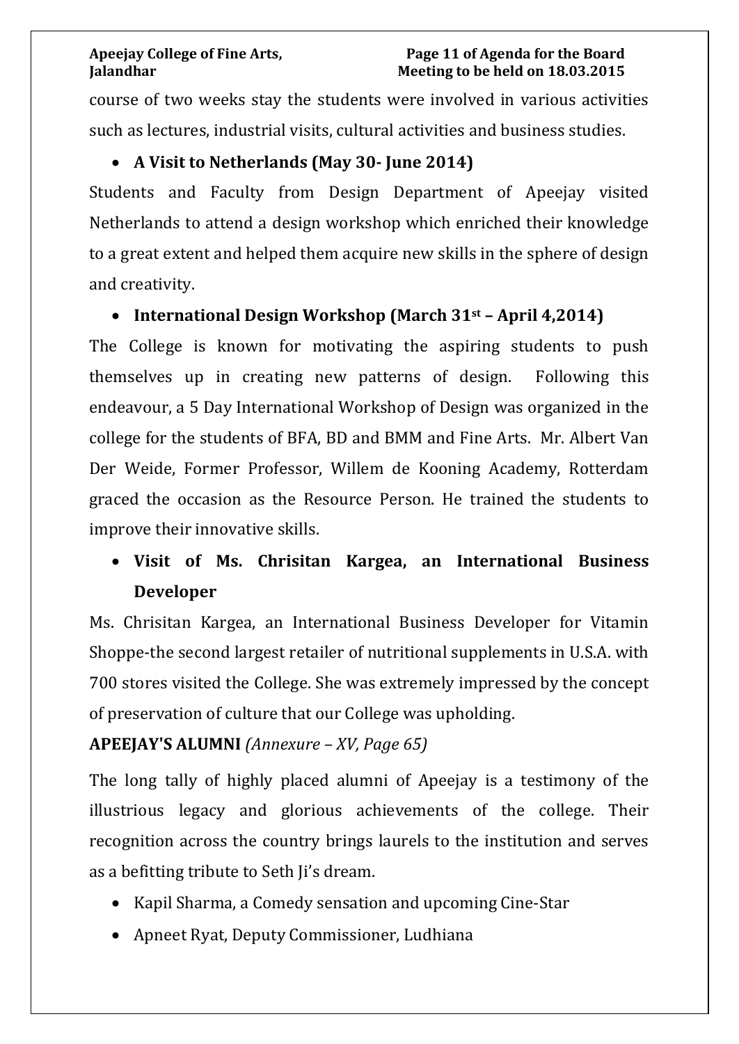course of two weeks stay the students were involved in various activities such as lectures, industrial visits, cultural activities and business studies.

- **A Visit to Netherlands (May 30- June 2014)**

Students and Faculty from Design Department of Apeejay visited Netherlands to attend a design workshop which enriched their knowledge to a great extent and helped them acquire new skills in the sphere of design and creativity.

- **International Design Workshop (March 31st – April 4,2014)**

The College is known for motivating the aspiring students to push themselves up in creating new patterns of design. Following this endeavour, a 5 Day International Workshop of Design was organized in the college for the students of BFA, BD and BMM and Fine Arts. Mr. Albert Van Der Weide, Former Professor, Willem de Kooning Academy, Rotterdam graced the occasion as the Resource Person. He trained the students to improve their innovative skills.

- **Visit of Ms. Chrisitan Kargea, an International Business Developer**

Ms. Chrisitan Kargea, an International Business Developer for Vitamin Shoppe-the second largest retailer of nutritional supplements in U.S.A. with 700 stores visited the College. She was extremely impressed by the concept of preservation of culture that our College was upholding.

**APEEJAY'S ALUMNI** *(Annexure – XV, Page 65)*

The long tally of highly placed alumni of Apeejay is a testimony of the illustrious legacy and glorious achievements of the college. Their recognition across the country brings laurels to the institution and serves as a befitting tribute to Seth Ji's dream.

- Kapil Sharma, a Comedy sensation and upcoming Cine-Star
- Apneet Ryat, Deputy Commissioner, Ludhiana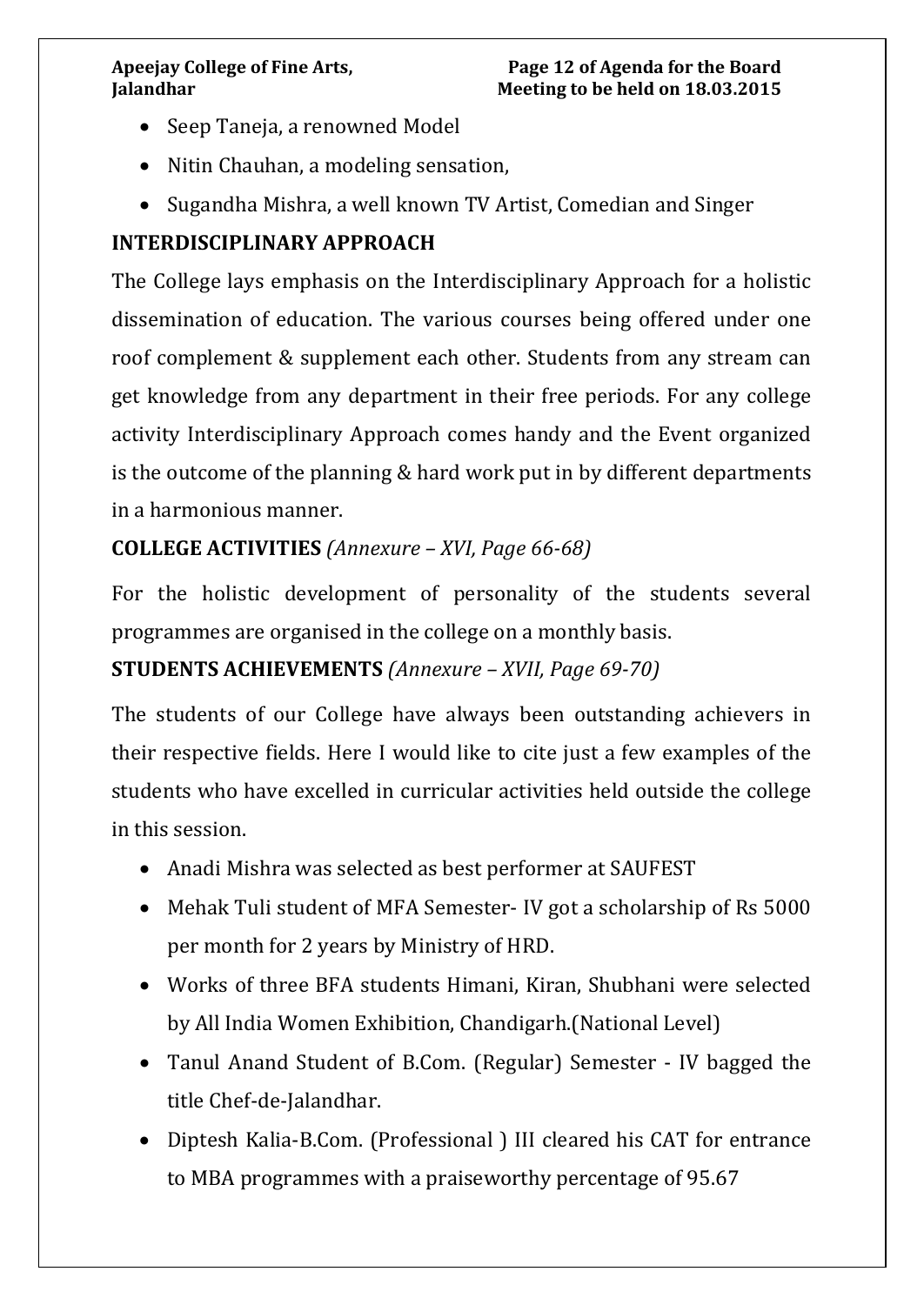- Seep Taneja, a renowned Model
- Nitin Chauhan, a modeling sensation,
- Sugandha Mishra, a well known TV Artist, Comedian and Singer

**INTERDISCIPLINARY APPROACH**

The College lays emphasis on the Interdisciplinary Approach for a holistic dissemination of education. The various courses being offered under one roof complement & supplement each other. Students from any stream can get knowledge from any department in their free periods. For any college activity Interdisciplinary Approach comes handy and the Event organized is the outcome of the planning & hard work put in by different departments in a harmonious manner.

**COLLEGE ACTIVITIES** *(Annexure – XVI, Page 66-68)*

For the holistic development of personality of the students several programmes are organised in the college on a monthly basis.

**STUDENTS ACHIEVEMENTS** *(Annexure – XVII, Page 69-70)*

The students of our College have always been outstanding achievers in their respective fields. Here I would like to cite just a few examples of the students who have excelled in curricular activities held outside the college in this session.

- Anadi Mishra was selected as best performer at SAUFEST
- Mehak Tuli student of MFA Semester- IV got a scholarship of Rs 5000 per month for 2 years by Ministry of HRD.
- Works of three BFA students Himani, Kiran, Shubhani were selected by All India Women Exhibition, Chandigarh.(National Level)
- Tanul Anand Student of B.Com. (Regular) Semester - IV bagged the title Chef-de-Jalandhar.
- Diptesh Kalia-B.Com. (Professional ) III cleared his CAT for entrance to MBA programmes with a praiseworthy percentage of 95.67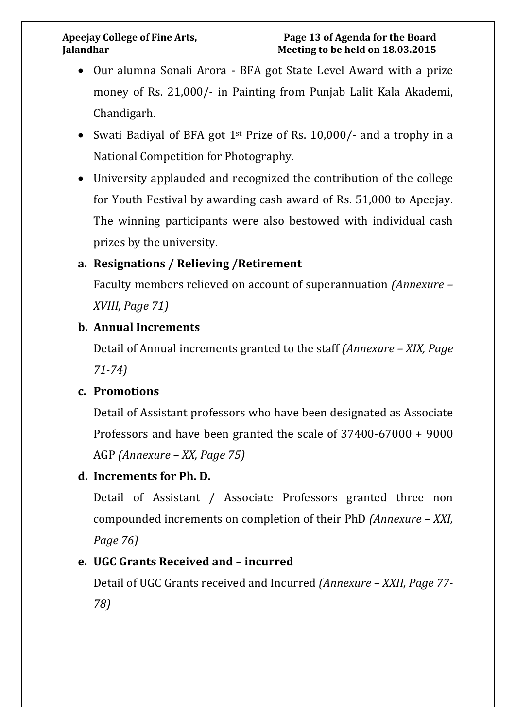- Our alumna Sonali Arora - BFA got State Level Award with a prize money of Rs. 21,000/- in Painting from Punjab Lalit Kala Akademi, Chandigarh.
- Swati Badiyal of BFA got 1st Prize of Rs. 10,000/- and a trophy in a National Competition for Photography.
- University applauded and recognized the contribution of the college for Youth Festival by awarding cash award of Rs. 51,000 to Apeejay. The winning participants were also bestowed with individual cash prizes by the university.

**a. Resignations / Relieving /Retirement**

Faculty members relieved on account of superannuation *(Annexure – XVIII, Page 71)*

**b. Annual Increments**

Detail of Annual increments granted to the staff *(Annexure – XIX, Page 71-74)*

**c. Promotions**

Detail of Assistant professors who have been designated as Associate Professors and have been granted the scale of 37400-67000 + 9000 AGP *(Annexure – XX, Page 75)*

**d. Increments for Ph. D.**

Detail of Assistant / Associate Professors granted three non compounded increments on completion of their PhD *(Annexure – XXI, Page 76)*

**e. UGC Grants Received and – incurred**

Detail of UGC Grants received and Incurred *(Annexure – XXII, Page 77-78)*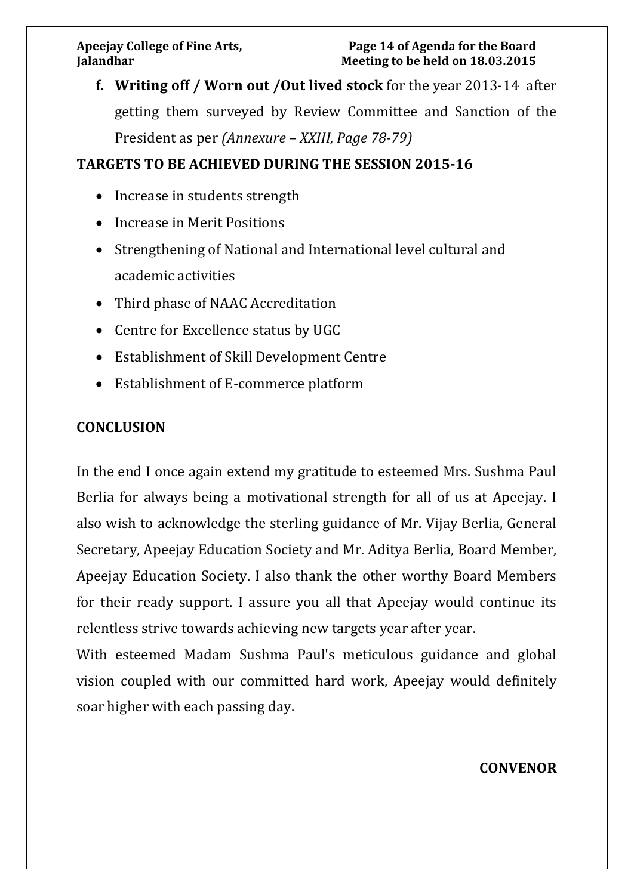f. **Writing off / Worn out /Out lived stock** for the year 2013-14 after getting them surveyed by Review Committee and Sanction of the President as per *(Annexure – XXIII, Page 78-79)*

## TARGETS TO BE ACHIEVED DURING THE SESSION 2015-16

- Increase in students strength
- Increase in Merit Positions
- Strengthening of National and International level cultural and academic activities
- Third phase of NAAC Accreditation
- Centre for Excellence status by UGC
- Establishment of Skill Development Centre
- Establishment of E-commerce platform

## CONCLUSION

In the end I once again extend my gratitude to esteemed Mrs. Sushma Paul Berlia for always being a motivational strength for all of us at Apeejay. I also wish to acknowledge the sterling guidance of Mr. Vijay Berlia, General Secretary, Apeejay Education Society and Mr. Aditya Berlia, Board Member, Apeejay Education Society. I also thank the other worthy Board Members for their ready support. I assure you all that Apeejay would continue its relentless strive towards achieving new targets year after year.

With esteemed Madam Sushma Paul's meticulous guidance and global vision coupled with our committed hard work, Apeejay would definitely soar higher with each passing day.

**CONVENOR**